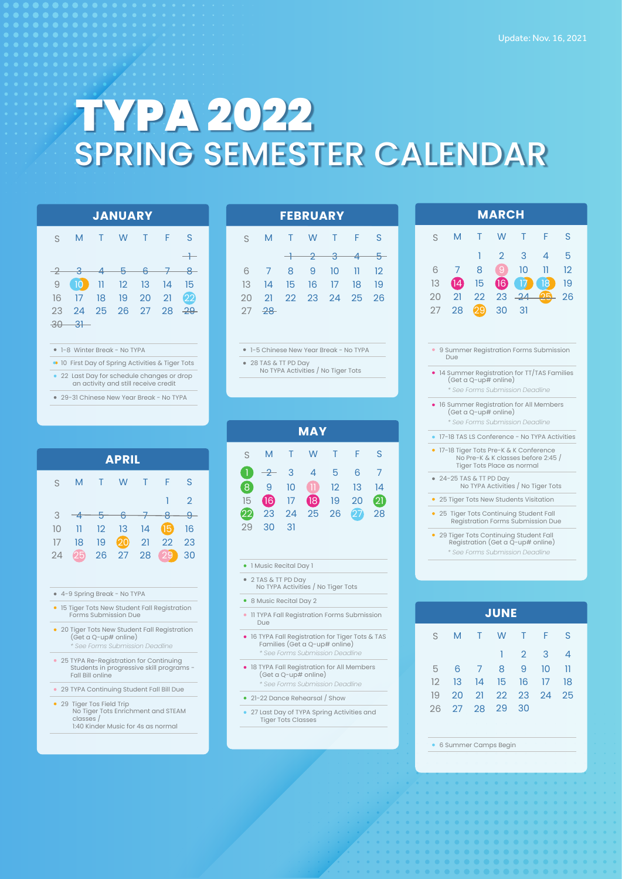Update: Nov. 16, 2021

# TYPA 2022
## SPRING SEMESTER CALENDAR

### JANUARY

| S | M | T | W | T | F | S |
|---|---|---|---|---|---|---|
| | | | | | | ~~1~~ |
| ~~2~~ | ~~3~~ | ~~4~~ | ~~5~~ | ~~6~~ | ~~7~~ | ~~8~~ |
| 9 | 10 | 11 | 12 | 13 | 14 | 15 |
| 16 | 17 | 18 | 19 | 20 | 21 | 22 |
| 23 | 24 | 25 | 26 | 27 | 28 | ~~29~~ |
| ~~30~~ | ~~31~~ | | | | | |

- 1–8 Winter Break - No TYPA
- 10 First Day of Spring Activities & Tiger Tots
- 22 Last Day for schedule changes or drop an activity and still receive credit
- 29–31 Chinese New Year Break - No TYPA

### FEBRUARY

| S | M | T | W | T | F | S |
|---|---|---|---|---|---|---|
| | | ~~1~~ | ~~2~~ | ~~3~~ | ~~4~~ | ~~5~~ |
| 6 | 7 | 8 | 9 | 10 | 11 | 12 |
| 13 | 14 | 15 | 16 | 17 | 18 | 19 |
| 20 | 21 | 22 | 23 | 24 | 25 | 26 |
| 27 | ~~28~~ | | | | | |

- 1–5 Chinese New Year Break - No TYPA
- 28 TAS & TT PD Day
  No TYPA Activities / No Tiger Tots

### MARCH

| S | M | T | W | T | F | S |
|---|---|---|---|---|---|---|
| | | 1 | 2 | 3 | 4 | 5 |
| 6 | 7 | 8 | 9 | 10 | 11 | 12 |
| 13 | 14 | 15 | 16 | 17 | 18 | 19 |
| 20 | 21 | 22 | 23 | ~~24~~ | ~~25~~ | 26 |
| 27 | 28 | 29 | 30 | 31 | | |

- 9 Summer Registration Forms Submission Due
- 14 Summer Registration for TT/TAS Families (Get a Q-up# online)
  *\* See Forms Submission Deadline*
- 16 Summer Registration for All Members (Get a Q-up# online)
  *\* See Forms Submission Deadline*
- 17–18 TAS LS Conference - No TYPA Activities
- 17–18 Tiger Tots Pre-K & K Conference
  No Pre-K & K classes before 2:45 / Tiger Tots Place as normal
- 24–25 TAS & TT PD Day
  No TYPA Activities / No Tiger Tots
- 25 Tiger Tots New Students Visitation
- 25 Tiger Tots Continuing Student Fall Registration Forms Submission Due
- 29 Tiger Tots Continuing Student Fall Registration (Get a Q-up# online)
  *\* See Forms Submission Deadline*

### APRIL

| S | M | T | W | T | F | S |
|---|---|---|---|---|---|---|
| | | | | | 1 | 2 |
| 3 | ~~4~~ | ~~5~~ | ~~6~~ | ~~7~~ | ~~8~~ | ~~9~~ |
| 10 | 11 | 12 | 13 | 14 | 15 | 16 |
| 17 | 18 | 19 | 20 | 21 | 22 | 23 |
| 24 | 25 | 26 | 27 | 28 | 29 | 30 |

- 4–9 Spring Break - No TYPA
- 15 Tiger Tots New Student Fall Registration Forms Submission Due
- 20 Tiger Tots New Student Fall Registration (Get a Q-up# online)
  *\* See Forms Submission Deadline*
- 25 TYPA Re-Registration for Continuing Students in progressive skill programs - Fall Bill online
- 29 TYPA Continuing Student Fall Bill Due
- 29 Tiger Tos Field Trip
  No Tiger Tots Enrichment and STEAM classes /
  1:40 Kinder Music for 4s as normal

### MAY

| S | M | T | W | T | F | S |
|---|---|---|---|---|---|---|
| 1 | ~~2~~ | 3 | 4 | 5 | 6 | 7 |
| 8 | 9 | 10 | 11 | 12 | 13 | 14 |
| 15 | 16 | 17 | 18 | 19 | 20 | 21 |
| 22 | 23 | 24 | 25 | 26 | 27 | 28 |
| 29 | 30 | 31 | | | | |

- 1 Music Recital Day 1
- 2 TAS & TT PD Day
  No TYPA Activities / No Tiger Tots
- 8 Music Recital Day 2
- 11 TYPA Fall Registration Forms Submission Due
- 16 TYPA Fall Registration for Tiger Tots & TAS Families (Get a Q-up# online)
  *\* See Forms Submission Deadline*
- 18 TYPA Fall Registration for All Members (Get a Q-up# online)
  *\* See Forms Submission Deadline*
- 21–22 Dance Rehearsal / Show
- 27 Last Day of TYPA Spring Activities and Tiger Tots Classes

### JUNE

| S | M | T | W | T | F | S |
|---|---|---|---|---|---|---|
| | | | 1 | 2 | 3 | 4 |
| 5 | 6 | 7 | 8 | 9 | 10 | 11 |
| 12 | 13 | 14 | 15 | 16 | 17 | 18 |
| 19 | 20 | 21 | 22 | 23 | 24 | 25 |
| 26 | 27 | 28 | 29 | 30 | | |

- 6 Summer Camps Begin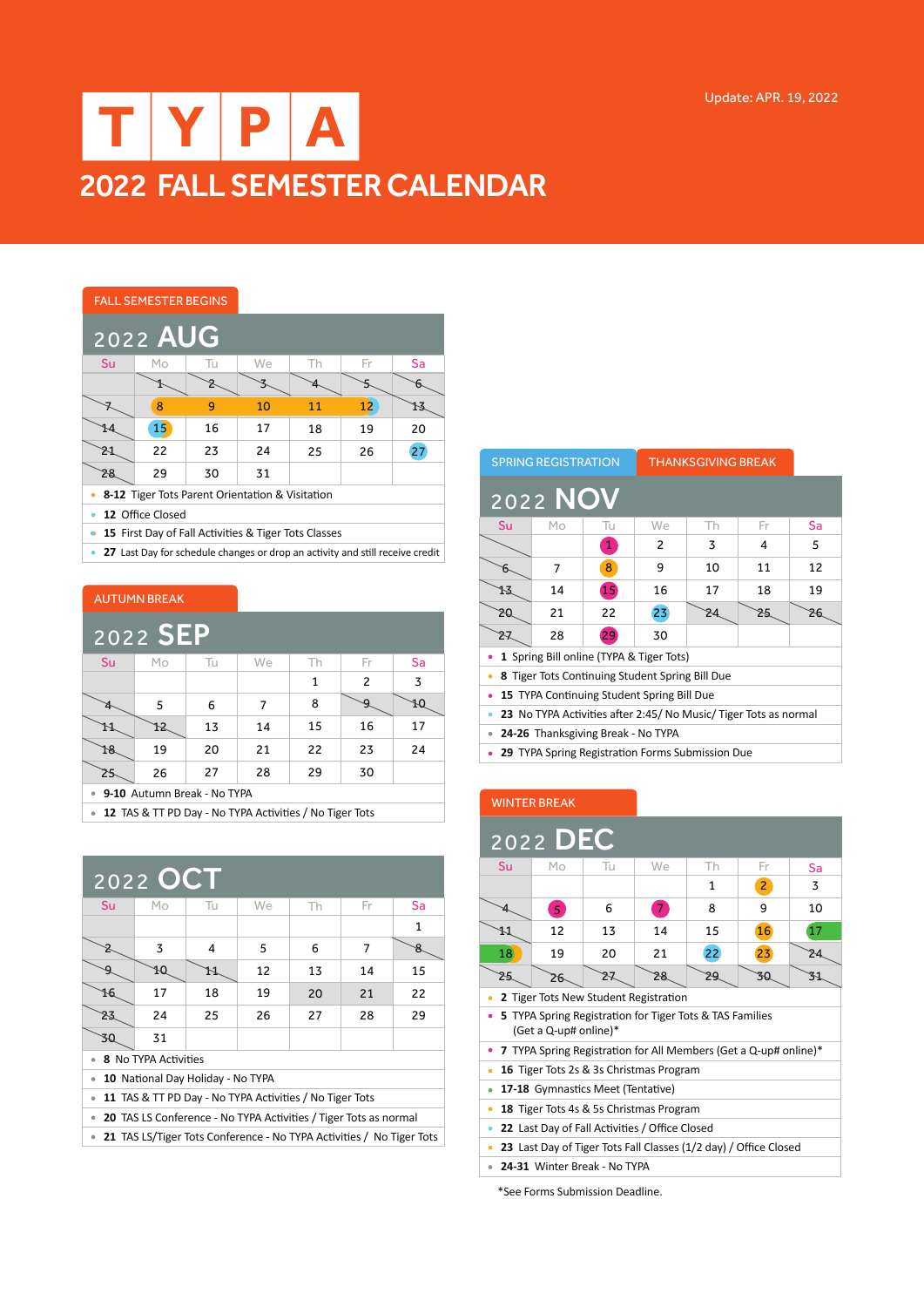# TYPA

## 2022 FALL SEMESTER CALENDAR

Update: APR. 19, 2022

FALL SEMESTER BEGINS

### 2022 AUG

| Su | Mo | Tu | We | Th | Fr | Sa |
|---|---|---|---|---|---|---|
| | 1 | 2 | 3 | 4 | 5 | 6 |
| 7 | 8 | 9 | 10 | 11 | 12 | 13 |
| 14 | 15 | 16 | 17 | 18 | 19 | 20 |
| 21 | 22 | 23 | 24 | 25 | 26 | 27 |
| 28 | 29 | 30 | 31 | | | |

- **8-12** Tiger Tots Parent Orientation & Visitation
- **12** Office Closed
- **15** First Day of Fall Activities & Tiger Tots Classes
- **27** Last Day for schedule changes or drop an activity and still receive credit

AUTUMN BREAK

### 2022 SEP

| Su | Mo | Tu | We | Th | Fr | Sa |
|---|---|---|---|---|---|---|
| | | | | 1 | 2 | 3 |
| 4 | 5 | 6 | 7 | 8 | 9 | 10 |
| 11 | 12 | 13 | 14 | 15 | 16 | 17 |
| 18 | 19 | 20 | 21 | 22 | 23 | 24 |
| 25 | 26 | 27 | 28 | 29 | 30 | |

- **9-10** Autumn Break - No TYPA
- **12** TAS & TT PD Day - No TYPA Activities / No Tiger Tots

### 2022 OCT

| Su | Mo | Tu | We | Th | Fr | Sa |
|---|---|---|---|---|---|---|
| | | | | | | 1 |
| 2 | 3 | 4 | 5 | 6 | 7 | 8 |
| 9 | 10 | 11 | 12 | 13 | 14 | 15 |
| 16 | 17 | 18 | 19 | 20 | 21 | 22 |
| 23 | 24 | 25 | 26 | 27 | 28 | 29 |
| 30 | 31 | | | | | |

- **8** No TYPA Activities
- **10** National Day Holiday - No TYPA
- **11** TAS & TT PD Day - No TYPA Activities / No Tiger Tots
- **20** TAS LS Conference - No TYPA Activities / Tiger Tots as normal
- **21** TAS LS/Tiger Tots Conference - No TYPA Activities / No Tiger Tots

SPRING REGISTRATION | THANKSGIVING BREAK

### 2022 NOV

| Su | Mo | Tu | We | Th | Fr | Sa |
|---|---|---|---|---|---|---|
| | | 1 | 2 | 3 | 4 | 5 |
| 6 | 7 | 8 | 9 | 10 | 11 | 12 |
| 13 | 14 | 15 | 16 | 17 | 18 | 19 |
| 20 | 21 | 22 | 23 | 24 | 25 | 26 |
| 27 | 28 | 29 | 30 | | | |

- **1** Spring Bill online (TYPA & Tiger Tots)
- **8** Tiger Tots Continuing Student Spring Bill Due
- **15** TYPA Continuing Student Spring Bill Due
- **23** No TYPA Activities after 2:45/ No Music/ Tiger Tots as normal
- **24-26** Thanksgiving Break - No TYPA
- **29** TYPA Spring Registration Forms Submission Due

WINTER BREAK

### 2022 DEC

| Su | Mo | Tu | We | Th | Fr | Sa |
|---|---|---|---|---|---|---|
| | | | | 1 | 2 | 3 |
| 4 | 5 | 6 | 7 | 8 | 9 | 10 |
| 11 | 12 | 13 | 14 | 15 | 16 | 17 |
| 18 | 19 | 20 | 21 | 22 | 23 | 24 |
| 25 | 26 | 27 | 28 | 29 | 30 | 31 |

- **2** Tiger Tots New Student Registration
- **5** TYPA Spring Registration for Tiger Tots & TAS Families (Get a Q-up# online)*
- **7** TYPA Spring Registration for All Members (Get a Q-up# online)*
- **16** Tiger Tots 2s & 3s Christmas Program
- **17-18** Gymnastics Meet (Tentative)
- **18** Tiger Tots 4s & 5s Christmas Program
- **22** Last Day of Fall Activities / Office Closed
- **23** Last Day of Tiger Tots Fall Classes (1/2 day) / Office Closed
- **24-31** Winter Break - No TYPA

*See Forms Submission Deadline.